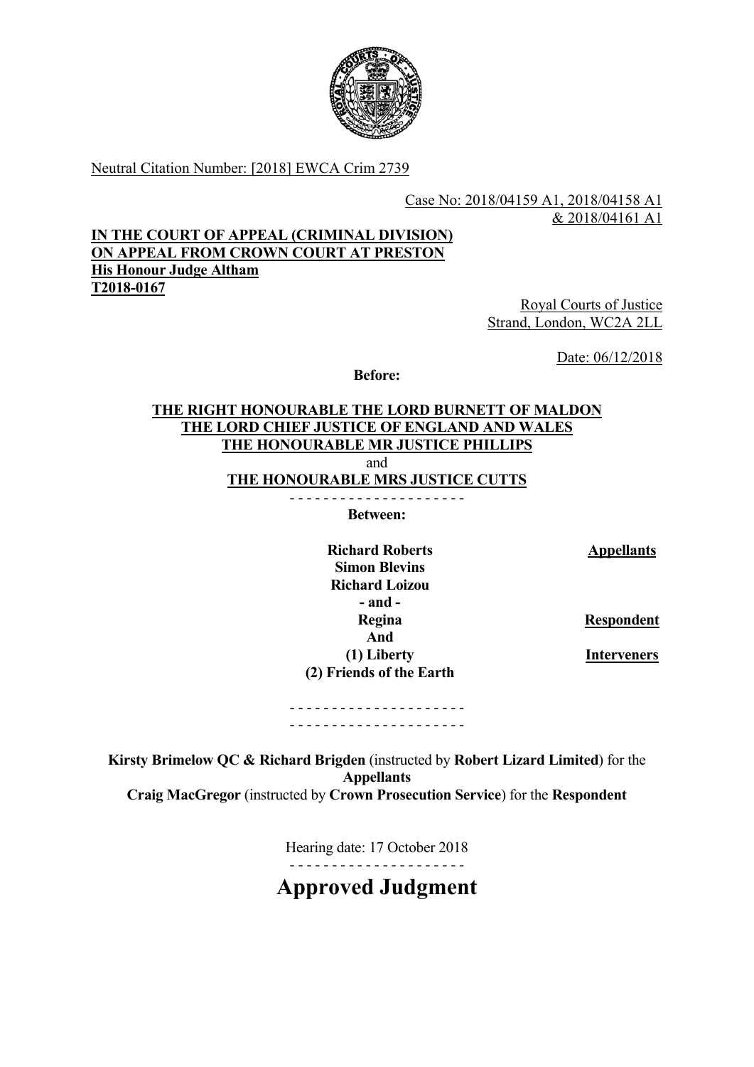Neutral Citation Number: [2018] EWCA Crim 2739

Case No: 2018/04159 A1, 2018/04158 A1 & 2018/04161 A1

**IN THE COURT OF APPEAL (CRIMINAL DIVISION)**
**ON APPEAL FROM CROWN COURT AT PRESTON**
**His Honour Judge Altham**
**T2018-0167**

Royal Courts of Justice
Strand, London, WC2A 2LL

Date: 06/12/2018

**Before:**

**THE RIGHT HONOURABLE THE LORD BURNETT OF MALDON**
**THE LORD CHIEF JUSTICE OF ENGLAND AND WALES**
**THE HONOURABLE MR JUSTICE PHILLIPS**
and
**THE HONOURABLE MRS JUSTICE CUTTS**

- - - - - - - - - - - - - - - - - - - - -

**Between:**

| | |
|---|---|
| **Richard Roberts**<br>**Simon Blevins**<br>**Richard Loizou** | **Appellants** |
| **- and -** | |
| **Regina** | **Respondent** |
| **And** | |
| **(1) Liberty**<br>**(2) Friends of the Earth** | **Interveners** |

- - - - - - - - - - - - - - - - - - - - -
- - - - - - - - - - - - - - - - - - - - -

**Kirsty Brimelow QC & Richard Brigden** (instructed by **Robert Lizard Limited**) for the **Appellants**
**Craig MacGregor** (instructed by **Crown Prosecution Service**) for the **Respondent**

Hearing date: 17 October 2018

- - - - - - - - - - - - - - - - - - - - -

# Approved Judgment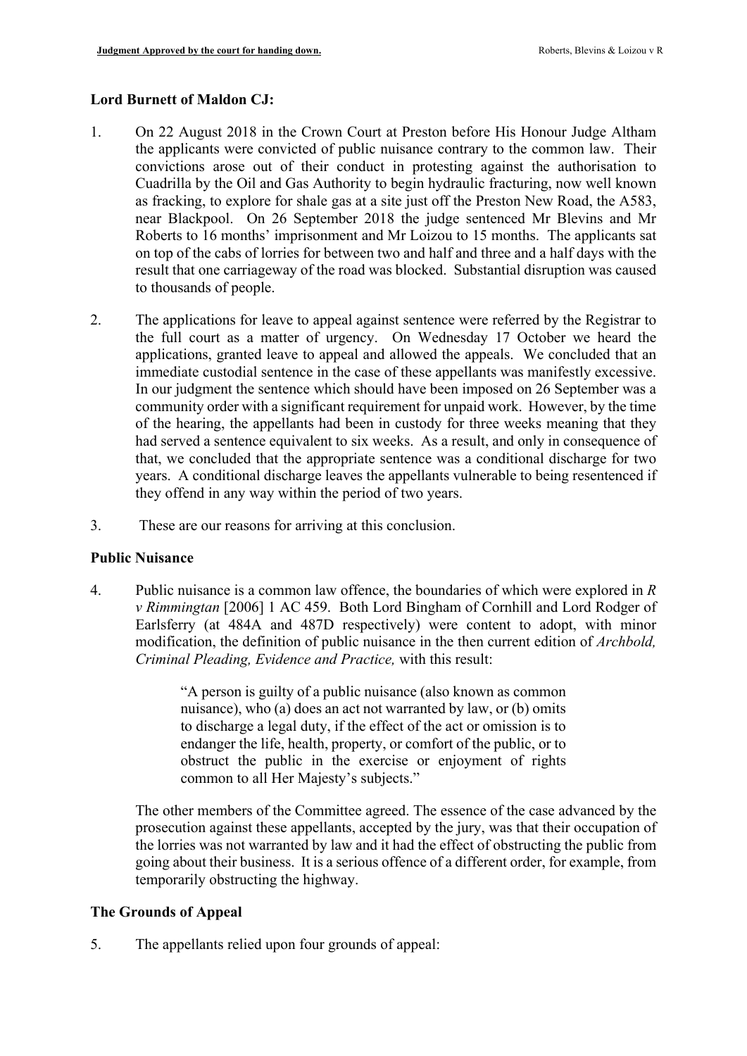**Lord Burnett of Maldon CJ:**

1. On 22 August 2018 in the Crown Court at Preston before His Honour Judge Altham the applicants were convicted of public nuisance contrary to the common law. Their convictions arose out of their conduct in protesting against the authorisation to Cuadrilla by the Oil and Gas Authority to begin hydraulic fracturing, now well known as fracking, to explore for shale gas at a site just off the Preston New Road, the A583, near Blackpool. On 26 September 2018 the judge sentenced Mr Blevins and Mr Roberts to 16 months' imprisonment and Mr Loizou to 15 months. The applicants sat on top of the cabs of lorries for between two and half and three and a half days with the result that one carriageway of the road was blocked. Substantial disruption was caused to thousands of people.

2. The applications for leave to appeal against sentence were referred by the Registrar to the full court as a matter of urgency. On Wednesday 17 October we heard the applications, granted leave to appeal and allowed the appeals. We concluded that an immediate custodial sentence in the case of these appellants was manifestly excessive. In our judgment the sentence which should have been imposed on 26 September was a community order with a significant requirement for unpaid work. However, by the time of the hearing, the appellants had been in custody for three weeks meaning that they had served a sentence equivalent to six weeks. As a result, and only in consequence of that, we concluded that the appropriate sentence was a conditional discharge for two years. A conditional discharge leaves the appellants vulnerable to being resentenced if they offend in any way within the period of two years.

3. These are our reasons for arriving at this conclusion.

**Public Nuisance**

4. Public nuisance is a common law offence, the boundaries of which were explored in *R v Rimmingtan* [2006] 1 AC 459. Both Lord Bingham of Cornhill and Lord Rodger of Earlsferry (at 484A and 487D respectively) were content to adopt, with minor modification, the definition of public nuisance in the then current edition of *Archbold, Criminal Pleading, Evidence and Practice,* with this result:

> "A person is guilty of a public nuisance (also known as common nuisance), who (a) does an act not warranted by law, or (b) omits to discharge a legal duty, if the effect of the act or omission is to endanger the life, health, property, or comfort of the public, or to obstruct the public in the exercise or enjoyment of rights common to all Her Majesty's subjects."

The other members of the Committee agreed. The essence of the case advanced by the prosecution against these appellants, accepted by the jury, was that their occupation of the lorries was not warranted by law and it had the effect of obstructing the public from going about their business. It is a serious offence of a different order, for example, from temporarily obstructing the highway.

**The Grounds of Appeal**

5. The appellants relied upon four grounds of appeal: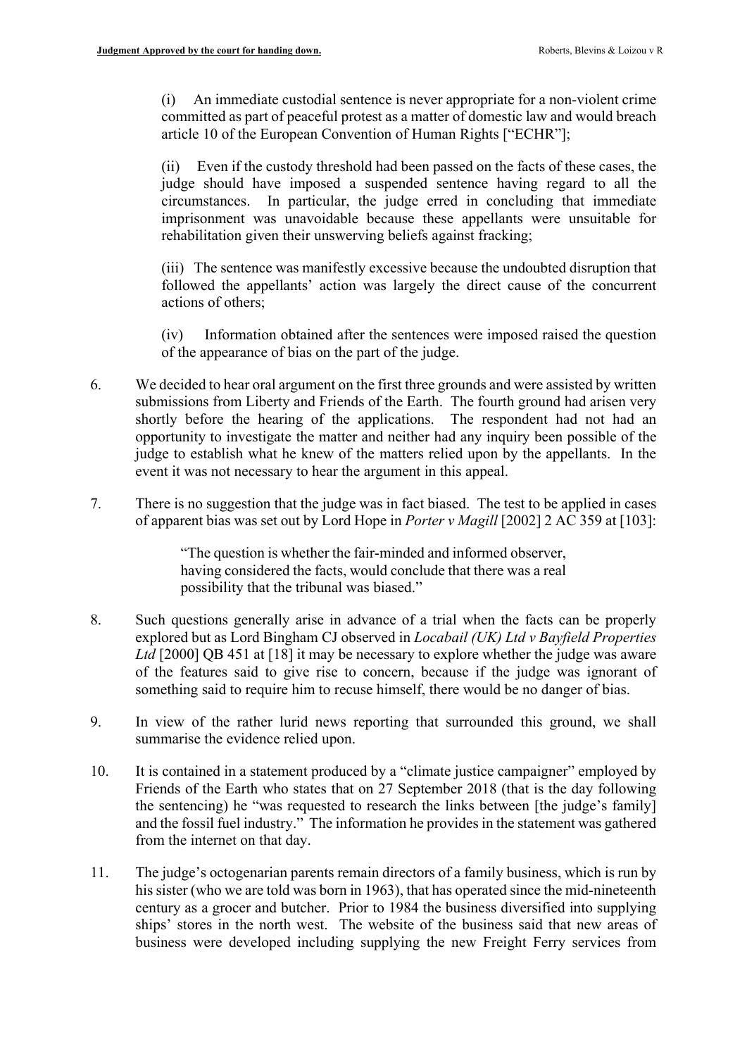(i) An immediate custodial sentence is never appropriate for a non-violent crime committed as part of peaceful protest as a matter of domestic law and would breach article 10 of the European Convention of Human Rights ["ECHR"];

(ii) Even if the custody threshold had been passed on the facts of these cases, the judge should have imposed a suspended sentence having regard to all the circumstances. In particular, the judge erred in concluding that immediate imprisonment was unavoidable because these appellants were unsuitable for rehabilitation given their unswerving beliefs against fracking;

(iii) The sentence was manifestly excessive because the undoubted disruption that followed the appellants' action was largely the direct cause of the concurrent actions of others;

(iv) Information obtained after the sentences were imposed raised the question of the appearance of bias on the part of the judge.

6. We decided to hear oral argument on the first three grounds and were assisted by written submissions from Liberty and Friends of the Earth. The fourth ground had arisen very shortly before the hearing of the applications. The respondent had not had an opportunity to investigate the matter and neither had any inquiry been possible of the judge to establish what he knew of the matters relied upon by the appellants. In the event it was not necessary to hear the argument in this appeal.

7. There is no suggestion that the judge was in fact biased. The test to be applied in cases of apparent bias was set out by Lord Hope in *Porter v Magill* [2002] 2 AC 359 at [103]:

> "The question is whether the fair-minded and informed observer, having considered the facts, would conclude that there was a real possibility that the tribunal was biased."

8. Such questions generally arise in advance of a trial when the facts can be properly explored but as Lord Bingham CJ observed in *Locabail (UK) Ltd v Bayfield Properties Ltd* [2000] QB 451 at [18] it may be necessary to explore whether the judge was aware of the features said to give rise to concern, because if the judge was ignorant of something said to require him to recuse himself, there would be no danger of bias.

9. In view of the rather lurid news reporting that surrounded this ground, we shall summarise the evidence relied upon.

10. It is contained in a statement produced by a "climate justice campaigner" employed by Friends of the Earth who states that on 27 September 2018 (that is the day following the sentencing) he "was requested to research the links between [the judge's family] and the fossil fuel industry." The information he provides in the statement was gathered from the internet on that day.

11. The judge's octogenarian parents remain directors of a family business, which is run by his sister (who we are told was born in 1963), that has operated since the mid-nineteenth century as a grocer and butcher. Prior to 1984 the business diversified into supplying ships' stores in the north west. The website of the business said that new areas of business were developed including supplying the new Freight Ferry services from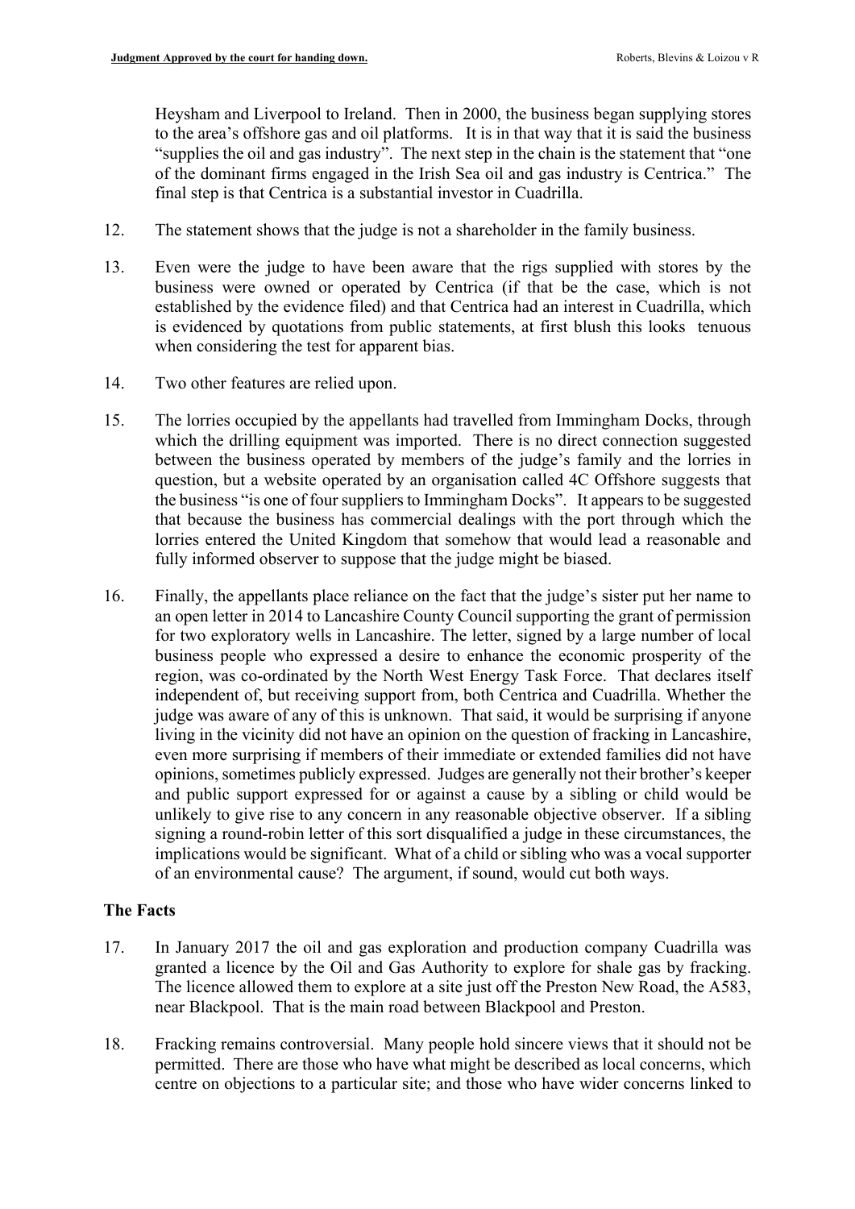Heysham and Liverpool to Ireland. Then in 2000, the business began supplying stores to the area's offshore gas and oil platforms. It is in that way that it is said the business "supplies the oil and gas industry". The next step in the chain is the statement that "one of the dominant firms engaged in the Irish Sea oil and gas industry is Centrica." The final step is that Centrica is a substantial investor in Cuadrilla.

12. The statement shows that the judge is not a shareholder in the family business.

13. Even were the judge to have been aware that the rigs supplied with stores by the business were owned or operated by Centrica (if that be the case, which is not established by the evidence filed) and that Centrica had an interest in Cuadrilla, which is evidenced by quotations from public statements, at first blush this looks tenuous when considering the test for apparent bias.

14. Two other features are relied upon.

15. The lorries occupied by the appellants had travelled from Immingham Docks, through which the drilling equipment was imported. There is no direct connection suggested between the business operated by members of the judge's family and the lorries in question, but a website operated by an organisation called 4C Offshore suggests that the business "is one of four suppliers to Immingham Docks". It appears to be suggested that because the business has commercial dealings with the port through which the lorries entered the United Kingdom that somehow that would lead a reasonable and fully informed observer to suppose that the judge might be biased.

16. Finally, the appellants place reliance on the fact that the judge's sister put her name to an open letter in 2014 to Lancashire County Council supporting the grant of permission for two exploratory wells in Lancashire. The letter, signed by a large number of local business people who expressed a desire to enhance the economic prosperity of the region, was co-ordinated by the North West Energy Task Force. That declares itself independent of, but receiving support from, both Centrica and Cuadrilla. Whether the judge was aware of any of this is unknown. That said, it would be surprising if anyone living in the vicinity did not have an opinion on the question of fracking in Lancashire, even more surprising if members of their immediate or extended families did not have opinions, sometimes publicly expressed. Judges are generally not their brother's keeper and public support expressed for or against a cause by a sibling or child would be unlikely to give rise to any concern in any reasonable objective observer. If a sibling signing a round-robin letter of this sort disqualified a judge in these circumstances, the implications would be significant. What of a child or sibling who was a vocal supporter of an environmental cause? The argument, if sound, would cut both ways.

## The Facts

17. In January 2017 the oil and gas exploration and production company Cuadrilla was granted a licence by the Oil and Gas Authority to explore for shale gas by fracking. The licence allowed them to explore at a site just off the Preston New Road, the A583, near Blackpool. That is the main road between Blackpool and Preston.

18. Fracking remains controversial. Many people hold sincere views that it should not be permitted. There are those who have what might be described as local concerns, which centre on objections to a particular site; and those who have wider concerns linked to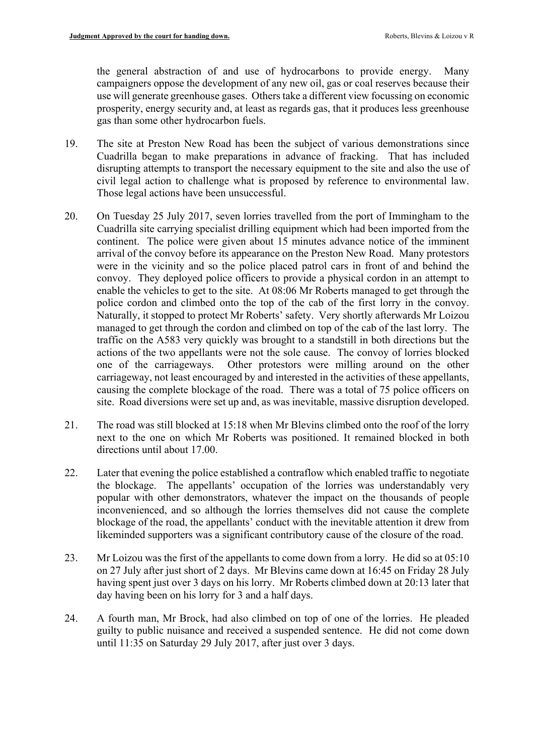the general abstraction of and use of hydrocarbons to provide energy. Many campaigners oppose the development of any new oil, gas or coal reserves because their use will generate greenhouse gases. Others take a different view focussing on economic prosperity, energy security and, at least as regards gas, that it produces less greenhouse gas than some other hydrocarbon fuels.

19. The site at Preston New Road has been the subject of various demonstrations since Cuadrilla began to make preparations in advance of fracking. That has included disrupting attempts to transport the necessary equipment to the site and also the use of civil legal action to challenge what is proposed by reference to environmental law. Those legal actions have been unsuccessful.

20. On Tuesday 25 July 2017, seven lorries travelled from the port of Immingham to the Cuadrilla site carrying specialist drilling equipment which had been imported from the continent. The police were given about 15 minutes advance notice of the imminent arrival of the convoy before its appearance on the Preston New Road. Many protestors were in the vicinity and so the police placed patrol cars in front of and behind the convoy. They deployed police officers to provide a physical cordon in an attempt to enable the vehicles to get to the site. At 08:06 Mr Roberts managed to get through the police cordon and climbed onto the top of the cab of the first lorry in the convoy. Naturally, it stopped to protect Mr Roberts' safety. Very shortly afterwards Mr Loizou managed to get through the cordon and climbed on top of the cab of the last lorry. The traffic on the A583 very quickly was brought to a standstill in both directions but the actions of the two appellants were not the sole cause. The convoy of lorries blocked one of the carriageways. Other protestors were milling around on the other carriageway, not least encouraged by and interested in the activities of these appellants, causing the complete blockage of the road. There was a total of 75 police officers on site. Road diversions were set up and, as was inevitable, massive disruption developed.

21. The road was still blocked at 15:18 when Mr Blevins climbed onto the roof of the lorry next to the one on which Mr Roberts was positioned. It remained blocked in both directions until about 17.00.

22. Later that evening the police established a contraflow which enabled traffic to negotiate the blockage. The appellants' occupation of the lorries was understandably very popular with other demonstrators, whatever the impact on the thousands of people inconvenienced, and so although the lorries themselves did not cause the complete blockage of the road, the appellants' conduct with the inevitable attention it drew from likeminded supporters was a significant contributory cause of the closure of the road.

23. Mr Loizou was the first of the appellants to come down from a lorry. He did so at 05:10 on 27 July after just short of 2 days. Mr Blevins came down at 16:45 on Friday 28 July having spent just over 3 days on his lorry. Mr Roberts climbed down at 20:13 later that day having been on his lorry for 3 and a half days.

24. A fourth man, Mr Brock, had also climbed on top of one of the lorries. He pleaded guilty to public nuisance and received a suspended sentence. He did not come down until 11:35 on Saturday 29 July 2017, after just over 3 days.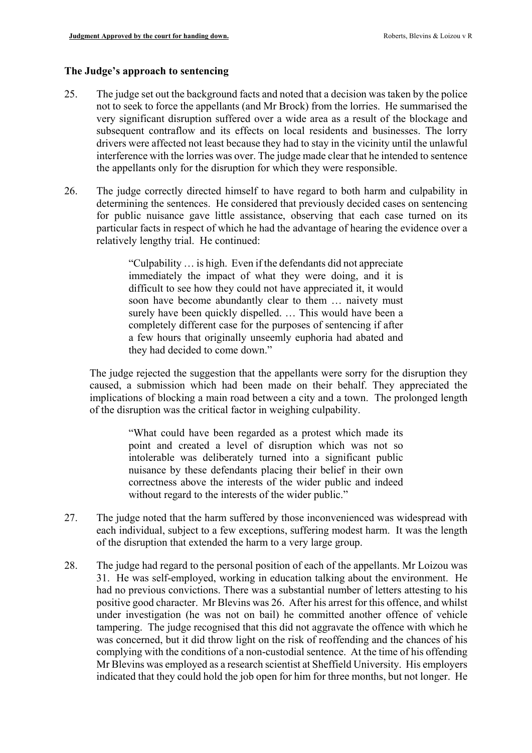## The Judge's approach to sentencing

25. The judge set out the background facts and noted that a decision was taken by the police not to seek to force the appellants (and Mr Brock) from the lorries. He summarised the very significant disruption suffered over a wide area as a result of the blockage and subsequent contraflow and its effects on local residents and businesses. The lorry drivers were affected not least because they had to stay in the vicinity until the unlawful interference with the lorries was over. The judge made clear that he intended to sentence the appellants only for the disruption for which they were responsible.

26. The judge correctly directed himself to have regard to both harm and culpability in determining the sentences. He considered that previously decided cases on sentencing for public nuisance gave little assistance, observing that each case turned on its particular facts in respect of which he had the advantage of hearing the evidence over a relatively lengthy trial. He continued:

> "Culpability … is high. Even if the defendants did not appreciate immediately the impact of what they were doing, and it is difficult to see how they could not have appreciated it, it would soon have become abundantly clear to them … naivety must surely have been quickly dispelled. … This would have been a completely different case for the purposes of sentencing if after a few hours that originally unseemly euphoria had abated and they had decided to come down."

The judge rejected the suggestion that the appellants were sorry for the disruption they caused, a submission which had been made on their behalf. They appreciated the implications of blocking a main road between a city and a town. The prolonged length of the disruption was the critical factor in weighing culpability.

> "What could have been regarded as a protest which made its point and created a level of disruption which was not so intolerable was deliberately turned into a significant public nuisance by these defendants placing their belief in their own correctness above the interests of the wider public and indeed without regard to the interests of the wider public."

27. The judge noted that the harm suffered by those inconvenienced was widespread with each individual, subject to a few exceptions, suffering modest harm. It was the length of the disruption that extended the harm to a very large group.

28. The judge had regard to the personal position of each of the appellants. Mr Loizou was 31. He was self-employed, working in education talking about the environment. He had no previous convictions. There was a substantial number of letters attesting to his positive good character. Mr Blevins was 26. After his arrest for this offence, and whilst under investigation (he was not on bail) he committed another offence of vehicle tampering. The judge recognised that this did not aggravate the offence with which he was concerned, but it did throw light on the risk of reoffending and the chances of his complying with the conditions of a non-custodial sentence. At the time of his offending Mr Blevins was employed as a research scientist at Sheffield University. His employers indicated that they could hold the job open for him for three months, but not longer. He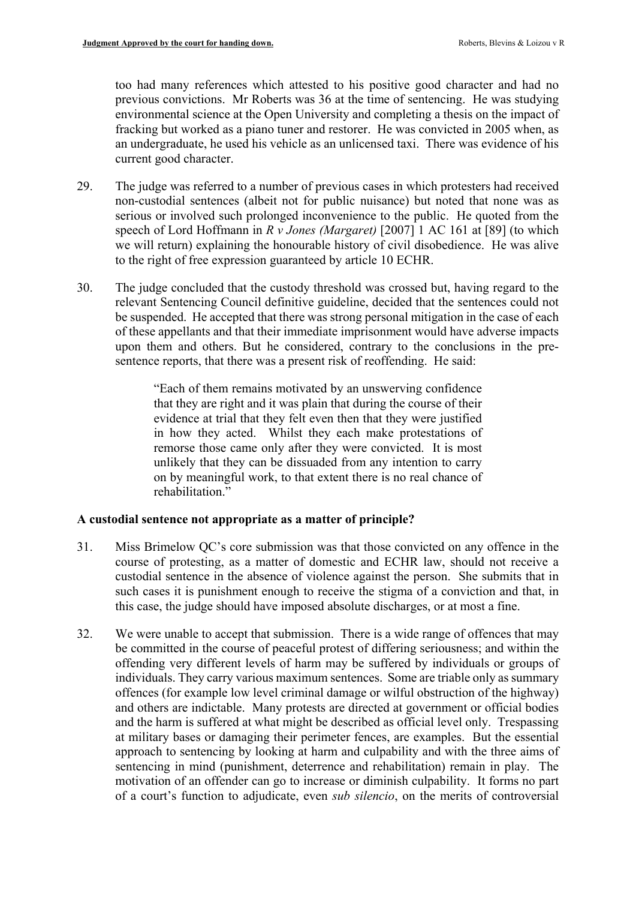too had many references which attested to his positive good character and had no previous convictions. Mr Roberts was 36 at the time of sentencing. He was studying environmental science at the Open University and completing a thesis on the impact of fracking but worked as a piano tuner and restorer. He was convicted in 2005 when, as an undergraduate, he used his vehicle as an unlicensed taxi. There was evidence of his current good character.

29. The judge was referred to a number of previous cases in which protesters had received non-custodial sentences (albeit not for public nuisance) but noted that none was as serious or involved such prolonged inconvenience to the public. He quoted from the speech of Lord Hoffmann in *R v Jones (Margaret)* [2007] 1 AC 161 at [89] (to which we will return) explaining the honourable history of civil disobedience. He was alive to the right of free expression guaranteed by article 10 ECHR.

30. The judge concluded that the custody threshold was crossed but, having regard to the relevant Sentencing Council definitive guideline, decided that the sentences could not be suspended. He accepted that there was strong personal mitigation in the case of each of these appellants and that their immediate imprisonment would have adverse impacts upon them and others. But he considered, contrary to the conclusions in the pre-sentence reports, that there was a present risk of reoffending. He said:

> "Each of them remains motivated by an unswerving confidence that they are right and it was plain that during the course of their evidence at trial that they felt even then that they were justified in how they acted. Whilst they each make protestations of remorse those came only after they were convicted. It is most unlikely that they can be dissuaded from any intention to carry on by meaningful work, to that extent there is no real chance of rehabilitation."

## A custodial sentence not appropriate as a matter of principle?

31. Miss Brimelow QC's core submission was that those convicted on any offence in the course of protesting, as a matter of domestic and ECHR law, should not receive a custodial sentence in the absence of violence against the person. She submits that in such cases it is punishment enough to receive the stigma of a conviction and that, in this case, the judge should have imposed absolute discharges, or at most a fine.

32. We were unable to accept that submission. There is a wide range of offences that may be committed in the course of peaceful protest of differing seriousness; and within the offending very different levels of harm may be suffered by individuals or groups of individuals. They carry various maximum sentences. Some are triable only as summary offences (for example low level criminal damage or wilful obstruction of the highway) and others are indictable. Many protests are directed at government or official bodies and the harm is suffered at what might be described as official level only. Trespassing at military bases or damaging their perimeter fences, are examples. But the essential approach to sentencing by looking at harm and culpability and with the three aims of sentencing in mind (punishment, deterrence and rehabilitation) remain in play. The motivation of an offender can go to increase or diminish culpability. It forms no part of a court's function to adjudicate, even *sub silencio*, on the merits of controversial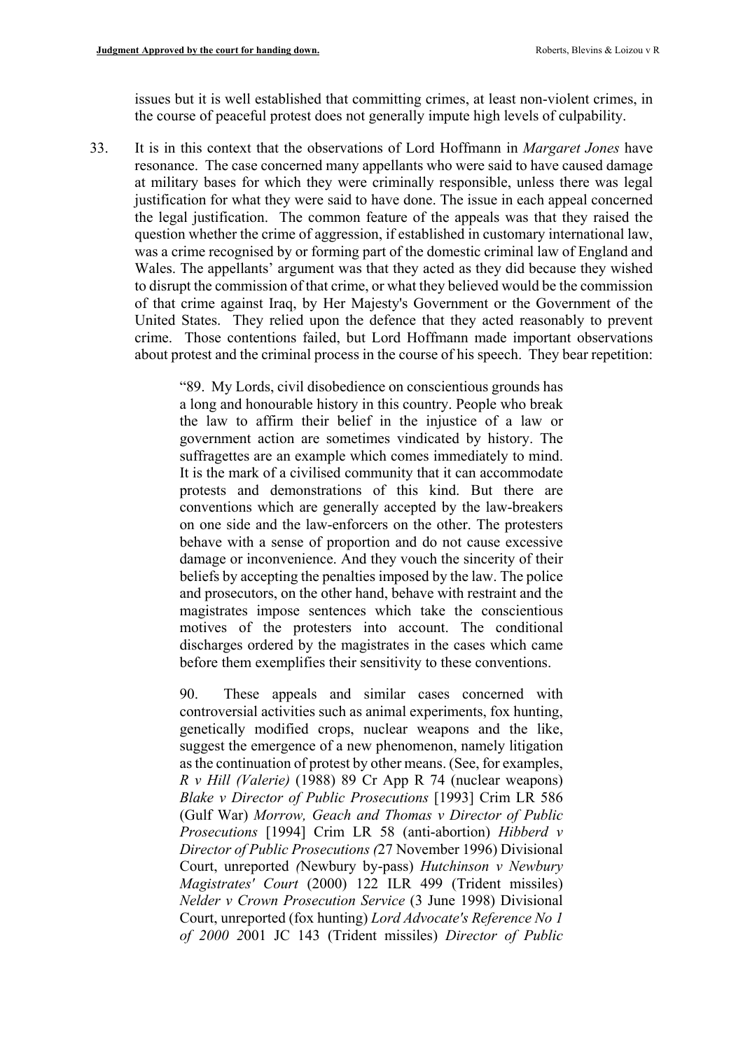issues but it is well established that committing crimes, at least non-violent crimes, in the course of peaceful protest does not generally impute high levels of culpability.

33. It is in this context that the observations of Lord Hoffmann in *Margaret Jones* have resonance. The case concerned many appellants who were said to have caused damage at military bases for which they were criminally responsible, unless there was legal justification for what they were said to have done. The issue in each appeal concerned the legal justification. The common feature of the appeals was that they raised the question whether the crime of aggression, if established in customary international law, was a crime recognised by or forming part of the domestic criminal law of England and Wales. The appellants' argument was that they acted as they did because they wished to disrupt the commission of that crime, or what they believed would be the commission of that crime against Iraq, by Her Majesty's Government or the Government of the United States. They relied upon the defence that they acted reasonably to prevent crime. Those contentions failed, but Lord Hoffmann made important observations about protest and the criminal process in the course of his speech. They bear repetition:

> "89. My Lords, civil disobedience on conscientious grounds has a long and honourable history in this country. People who break the law to affirm their belief in the injustice of a law or government action are sometimes vindicated by history. The suffragettes are an example which comes immediately to mind. It is the mark of a civilised community that it can accommodate protests and demonstrations of this kind. But there are conventions which are generally accepted by the law-breakers on one side and the law-enforcers on the other. The protesters behave with a sense of proportion and do not cause excessive damage or inconvenience. And they vouch the sincerity of their beliefs by accepting the penalties imposed by the law. The police and prosecutors, on the other hand, behave with restraint and the magistrates impose sentences which take the conscientious motives of the protesters into account. The conditional discharges ordered by the magistrates in the cases which came before them exemplifies their sensitivity to these conventions.
>
> 90. These appeals and similar cases concerned with controversial activities such as animal experiments, fox hunting, genetically modified crops, nuclear weapons and the like, suggest the emergence of a new phenomenon, namely litigation as the continuation of protest by other means. (See, for examples, *R v Hill (Valerie)* (1988) 89 Cr App R 74 (nuclear weapons) *Blake v Director of Public Prosecutions* [1993] Crim LR 586 (Gulf War) *Morrow, Geach and Thomas v Director of Public Prosecutions* [1994] Crim LR 58 (anti-abortion) *Hibberd v Director of Public Prosecutions (*27 November 1996) Divisional Court, unreported *(*Newbury by-pass) *Hutchinson v Newbury Magistrates' Court* (2000) 122 ILR 499 (Trident missiles) *Nelder v Crown Prosecution Service* (3 June 1998) Divisional Court, unreported (fox hunting) *Lord Advocate's Reference No 1 of 2000 2*001 JC 143 (Trident missiles) *Director of Public*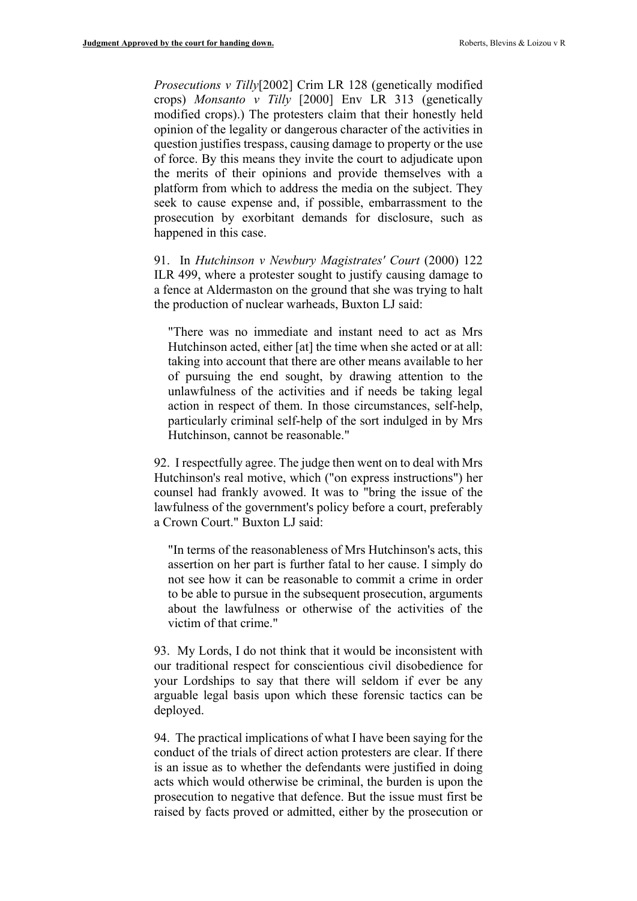*Prosecutions v Tilly*[2002] Crim LR 128 (genetically modified crops) *Monsanto v Tilly* [2000] Env LR 313 (genetically modified crops).) The protesters claim that their honestly held opinion of the legality or dangerous character of the activities in question justifies trespass, causing damage to property or the use of force. By this means they invite the court to adjudicate upon the merits of their opinions and provide themselves with a platform from which to address the media on the subject. They seek to cause expense and, if possible, embarrassment to the prosecution by exorbitant demands for disclosure, such as happened in this case.

91. In *Hutchinson v Newbury Magistrates' Court* (2000) 122 ILR 499, where a protester sought to justify causing damage to a fence at Aldermaston on the ground that she was trying to halt the production of nuclear warheads, Buxton LJ said:

> "There was no immediate and instant need to act as Mrs Hutchinson acted, either [at] the time when she acted or at all: taking into account that there are other means available to her of pursuing the end sought, by drawing attention to the unlawfulness of the activities and if needs be taking legal action in respect of them. In those circumstances, self-help, particularly criminal self-help of the sort indulged in by Mrs Hutchinson, cannot be reasonable."

92. I respectfully agree. The judge then went on to deal with Mrs Hutchinson's real motive, which ("on express instructions") her counsel had frankly avowed. It was to "bring the issue of the lawfulness of the government's policy before a court, preferably a Crown Court." Buxton LJ said:

> "In terms of the reasonableness of Mrs Hutchinson's acts, this assertion on her part is further fatal to her cause. I simply do not see how it can be reasonable to commit a crime in order to be able to pursue in the subsequent prosecution, arguments about the lawfulness or otherwise of the activities of the victim of that crime."

93. My Lords, I do not think that it would be inconsistent with our traditional respect for conscientious civil disobedience for your Lordships to say that there will seldom if ever be any arguable legal basis upon which these forensic tactics can be deployed.

94. The practical implications of what I have been saying for the conduct of the trials of direct action protesters are clear. If there is an issue as to whether the defendants were justified in doing acts which would otherwise be criminal, the burden is upon the prosecution to negative that defence. But the issue must first be raised by facts proved or admitted, either by the prosecution or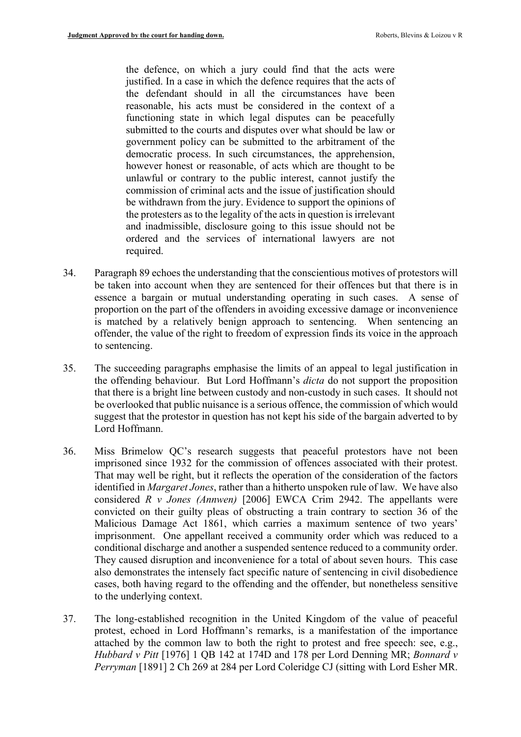> the defence, on which a jury could find that the acts were justified. In a case in which the defence requires that the acts of the defendant should in all the circumstances have been reasonable, his acts must be considered in the context of a functioning state in which legal disputes can be peacefully submitted to the courts and disputes over what should be law or government policy can be submitted to the arbitrament of the democratic process. In such circumstances, the apprehension, however honest or reasonable, of acts which are thought to be unlawful or contrary to the public interest, cannot justify the commission of criminal acts and the issue of justification should be withdrawn from the jury. Evidence to support the opinions of the protesters as to the legality of the acts in question is irrelevant and inadmissible, disclosure going to this issue should not be ordered and the services of international lawyers are not required.

34. Paragraph 89 echoes the understanding that the conscientious motives of protestors will be taken into account when they are sentenced for their offences but that there is in essence a bargain or mutual understanding operating in such cases. A sense of proportion on the part of the offenders in avoiding excessive damage or inconvenience is matched by a relatively benign approach to sentencing. When sentencing an offender, the value of the right to freedom of expression finds its voice in the approach to sentencing.

35. The succeeding paragraphs emphasise the limits of an appeal to legal justification in the offending behaviour. But Lord Hoffmann's *dicta* do not support the proposition that there is a bright line between custody and non-custody in such cases. It should not be overlooked that public nuisance is a serious offence, the commission of which would suggest that the protestor in question has not kept his side of the bargain adverted to by Lord Hoffmann.

36. Miss Brimelow QC's research suggests that peaceful protestors have not been imprisoned since 1932 for the commission of offences associated with their protest. That may well be right, but it reflects the operation of the consideration of the factors identified in *Margaret Jones*, rather than a hitherto unspoken rule of law. We have also considered *R v Jones (Annwen)* [2006] EWCA Crim 2942. The appellants were convicted on their guilty pleas of obstructing a train contrary to section 36 of the Malicious Damage Act 1861, which carries a maximum sentence of two years' imprisonment. One appellant received a community order which was reduced to a conditional discharge and another a suspended sentence reduced to a community order. They caused disruption and inconvenience for a total of about seven hours. This case also demonstrates the intensely fact specific nature of sentencing in civil disobedience cases, both having regard to the offending and the offender, but nonetheless sensitive to the underlying context.

37. The long-established recognition in the United Kingdom of the value of peaceful protest, echoed in Lord Hoffmann's remarks, is a manifestation of the importance attached by the common law to both the right to protest and free speech: see, e.g., *Hubbard v Pitt* [1976] 1 QB 142 at 174D and 178 per Lord Denning MR; *Bonnard v Perryman* [1891] 2 Ch 269 at 284 per Lord Coleridge CJ (sitting with Lord Esher MR.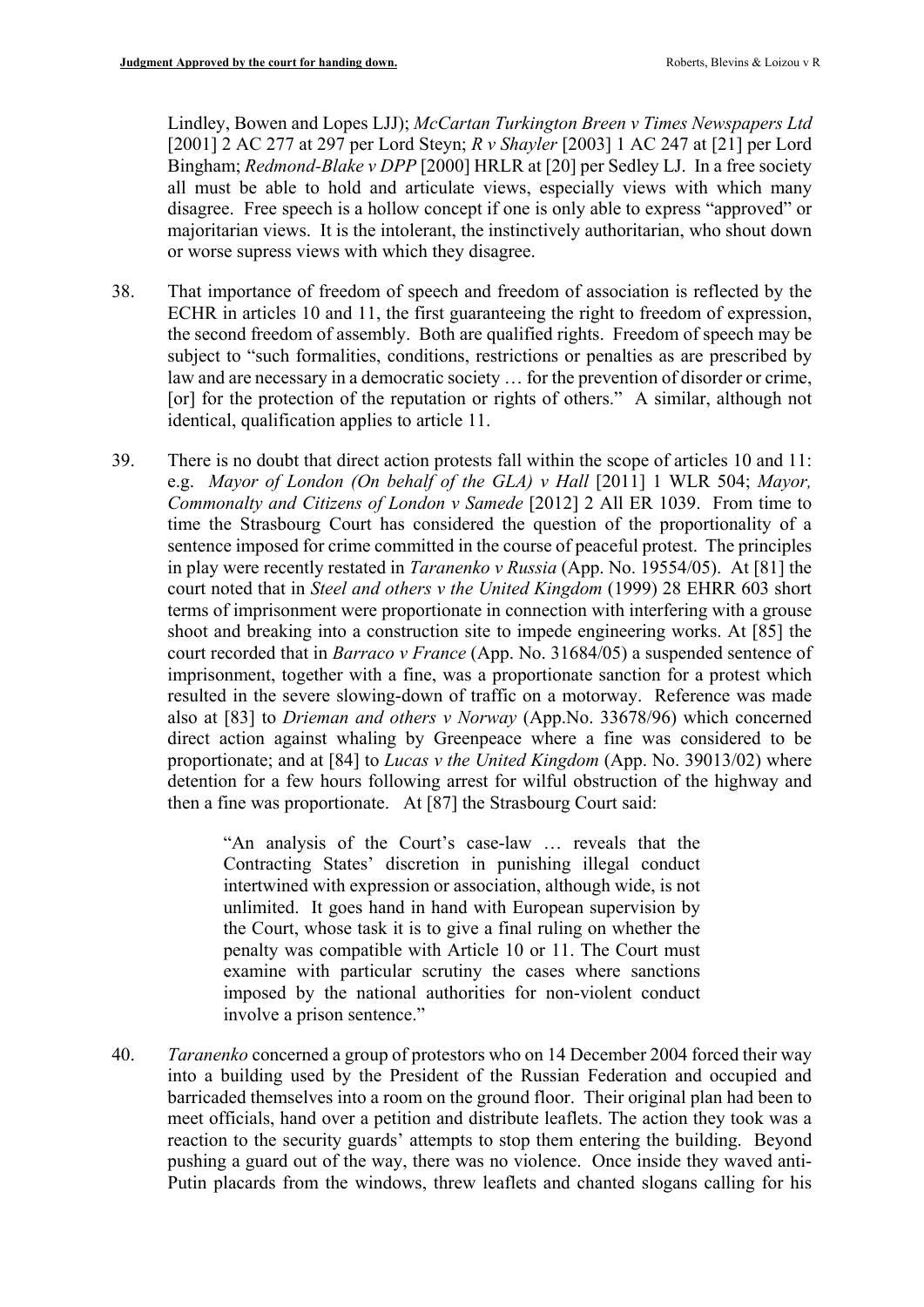Lindley, Bowen and Lopes LJJ); *McCartan Turkington Breen v Times Newspapers Ltd* [2001] 2 AC 277 at 297 per Lord Steyn; *R v Shayler* [2003] 1 AC 247 at [21] per Lord Bingham; *Redmond-Blake v DPP* [2000] HRLR at [20] per Sedley LJ. In a free society all must be able to hold and articulate views, especially views with which many disagree. Free speech is a hollow concept if one is only able to express "approved" or majoritarian views. It is the intolerant, the instinctively authoritarian, who shout down or worse supress views with which they disagree.

38. That importance of freedom of speech and freedom of association is reflected by the ECHR in articles 10 and 11, the first guaranteeing the right to freedom of expression, the second freedom of assembly. Both are qualified rights. Freedom of speech may be subject to "such formalities, conditions, restrictions or penalties as are prescribed by law and are necessary in a democratic society … for the prevention of disorder or crime, [or] for the protection of the reputation or rights of others." A similar, although not identical, qualification applies to article 11.

39. There is no doubt that direct action protests fall within the scope of articles 10 and 11: e.g. *Mayor of London (On behalf of the GLA) v Hall* [2011] 1 WLR 504; *Mayor, Commonalty and Citizens of London v Samede* [2012] 2 All ER 1039. From time to time the Strasbourg Court has considered the question of the proportionality of a sentence imposed for crime committed in the course of peaceful protest. The principles in play were recently restated in *Taranenko v Russia* (App. No. 19554/05). At [81] the court noted that in *Steel and others v the United Kingdom* (1999) 28 EHRR 603 short terms of imprisonment were proportionate in connection with interfering with a grouse shoot and breaking into a construction site to impede engineering works. At [85] the court recorded that in *Barraco v France* (App. No. 31684/05) a suspended sentence of imprisonment, together with a fine, was a proportionate sanction for a protest which resulted in the severe slowing-down of traffic on a motorway. Reference was made also at [83] to *Drieman and others v Norway* (App.No. 33678/96) which concerned direct action against whaling by Greenpeace where a fine was considered to be proportionate; and at [84] to *Lucas v the United Kingdom* (App. No. 39013/02) where detention for a few hours following arrest for wilful obstruction of the highway and then a fine was proportionate. At [87] the Strasbourg Court said:

> "An analysis of the Court's case-law … reveals that the Contracting States' discretion in punishing illegal conduct intertwined with expression or association, although wide, is not unlimited. It goes hand in hand with European supervision by the Court, whose task it is to give a final ruling on whether the penalty was compatible with Article 10 or 11. The Court must examine with particular scrutiny the cases where sanctions imposed by the national authorities for non-violent conduct involve a prison sentence."

40. *Taranenko* concerned a group of protestors who on 14 December 2004 forced their way into a building used by the President of the Russian Federation and occupied and barricaded themselves into a room on the ground floor. Their original plan had been to meet officials, hand over a petition and distribute leaflets. The action they took was a reaction to the security guards' attempts to stop them entering the building. Beyond pushing a guard out of the way, there was no violence. Once inside they waved anti-Putin placards from the windows, threw leaflets and chanted slogans calling for his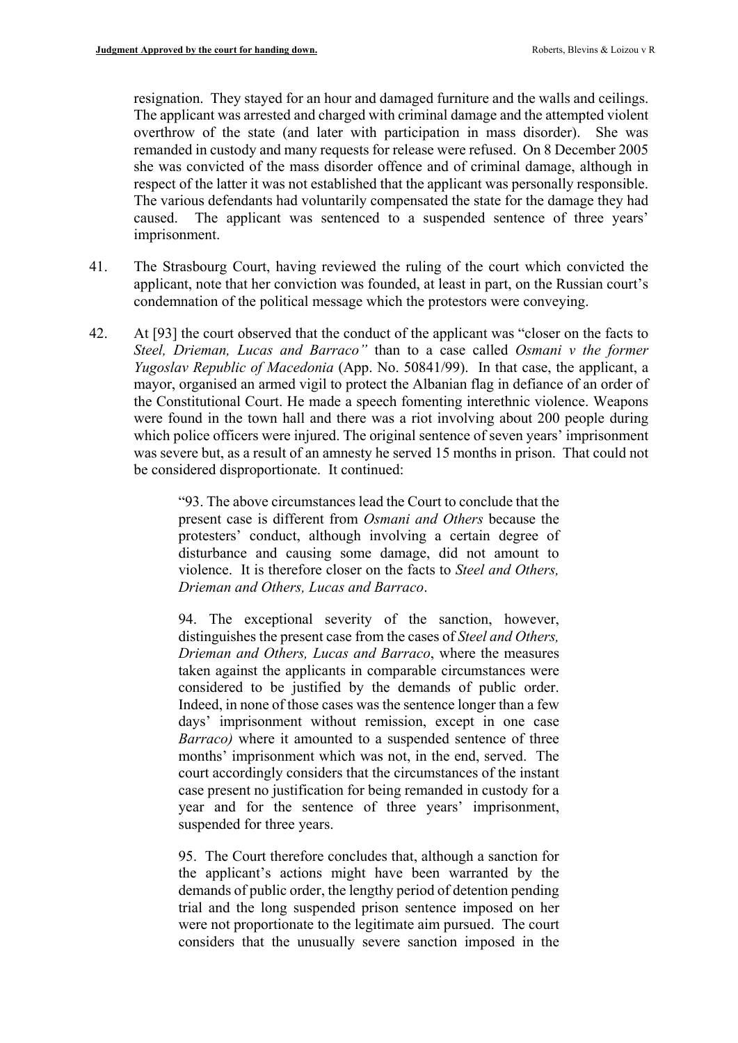resignation. They stayed for an hour and damaged furniture and the walls and ceilings. The applicant was arrested and charged with criminal damage and the attempted violent overthrow of the state (and later with participation in mass disorder). She was remanded in custody and many requests for release were refused. On 8 December 2005 she was convicted of the mass disorder offence and of criminal damage, although in respect of the latter it was not established that the applicant was personally responsible. The various defendants had voluntarily compensated the state for the damage they had caused. The applicant was sentenced to a suspended sentence of three years' imprisonment.

41. The Strasbourg Court, having reviewed the ruling of the court which convicted the applicant, note that her conviction was founded, at least in part, on the Russian court's condemnation of the political message which the protestors were conveying.

42. At [93] the court observed that the conduct of the applicant was "closer on the facts to *Steel, Drieman, Lucas and Barraco"* than to a case called *Osmani v the former Yugoslav Republic of Macedonia* (App. No. 50841/99). In that case, the applicant, a mayor, organised an armed vigil to protect the Albanian flag in defiance of an order of the Constitutional Court. He made a speech fomenting interethnic violence. Weapons were found in the town hall and there was a riot involving about 200 people during which police officers were injured. The original sentence of seven years' imprisonment was severe but, as a result of an amnesty he served 15 months in prison. That could not be considered disproportionate. It continued:

> "93. The above circumstances lead the Court to conclude that the present case is different from *Osmani and Others* because the protesters' conduct, although involving a certain degree of disturbance and causing some damage, did not amount to violence. It is therefore closer on the facts to *Steel and Others, Drieman and Others, Lucas and Barraco*.
>
> 94. The exceptional severity of the sanction, however, distinguishes the present case from the cases of *Steel and Others, Drieman and Others, Lucas and Barraco*, where the measures taken against the applicants in comparable circumstances were considered to be justified by the demands of public order. Indeed, in none of those cases was the sentence longer than a few days' imprisonment without remission, except in one case *Barraco)* where it amounted to a suspended sentence of three months' imprisonment which was not, in the end, served. The court accordingly considers that the circumstances of the instant case present no justification for being remanded in custody for a year and for the sentence of three years' imprisonment, suspended for three years.
>
> 95. The Court therefore concludes that, although a sanction for the applicant's actions might have been warranted by the demands of public order, the lengthy period of detention pending trial and the long suspended prison sentence imposed on her were not proportionate to the legitimate aim pursued. The court considers that the unusually severe sanction imposed in the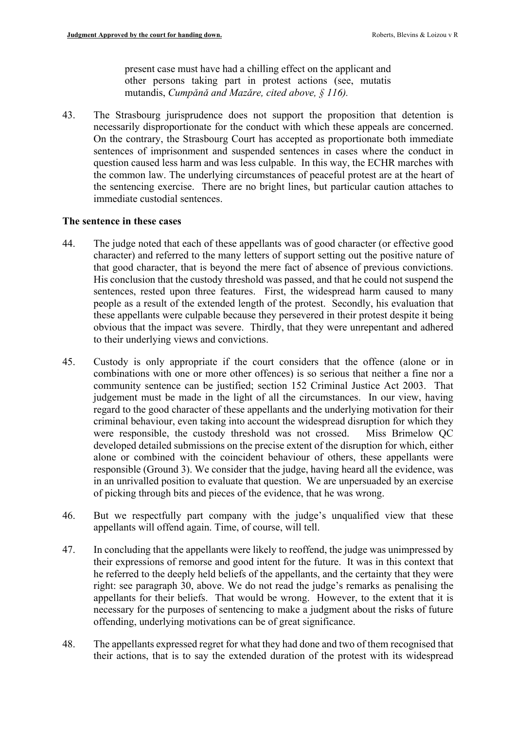> present case must have had a chilling effect on the applicant and other persons taking part in protest actions (see, mutatis mutandis, *Cumpănă and Mazăre, cited above, § 116).*

43. The Strasbourg jurisprudence does not support the proposition that detention is necessarily disproportionate for the conduct with which these appeals are concerned. On the contrary, the Strasbourg Court has accepted as proportionate both immediate sentences of imprisonment and suspended sentences in cases where the conduct in question caused less harm and was less culpable. In this way, the ECHR marches with the common law. The underlying circumstances of peaceful protest are at the heart of the sentencing exercise. There are no bright lines, but particular caution attaches to immediate custodial sentences.

**The sentence in these cases**

44. The judge noted that each of these appellants was of good character (or effective good character) and referred to the many letters of support setting out the positive nature of that good character, that is beyond the mere fact of absence of previous convictions. His conclusion that the custody threshold was passed, and that he could not suspend the sentences, rested upon three features. First, the widespread harm caused to many people as a result of the extended length of the protest. Secondly, his evaluation that these appellants were culpable because they persevered in their protest despite it being obvious that the impact was severe. Thirdly, that they were unrepentant and adhered to their underlying views and convictions.

45. Custody is only appropriate if the court considers that the offence (alone or in combinations with one or more other offences) is so serious that neither a fine nor a community sentence can be justified; section 152 Criminal Justice Act 2003. That judgement must be made in the light of all the circumstances. In our view, having regard to the good character of these appellants and the underlying motivation for their criminal behaviour, even taking into account the widespread disruption for which they were responsible, the custody threshold was not crossed. Miss Brimelow QC developed detailed submissions on the precise extent of the disruption for which, either alone or combined with the coincident behaviour of others, these appellants were responsible (Ground 3). We consider that the judge, having heard all the evidence, was in an unrivalled position to evaluate that question. We are unpersuaded by an exercise of picking through bits and pieces of the evidence, that he was wrong.

46. But we respectfully part company with the judge's unqualified view that these appellants will offend again. Time, of course, will tell.

47. In concluding that the appellants were likely to reoffend, the judge was unimpressed by their expressions of remorse and good intent for the future. It was in this context that he referred to the deeply held beliefs of the appellants, and the certainty that they were right: see paragraph 30, above. We do not read the judge's remarks as penalising the appellants for their beliefs. That would be wrong. However, to the extent that it is necessary for the purposes of sentencing to make a judgment about the risks of future offending, underlying motivations can be of great significance.

48. The appellants expressed regret for what they had done and two of them recognised that their actions, that is to say the extended duration of the protest with its widespread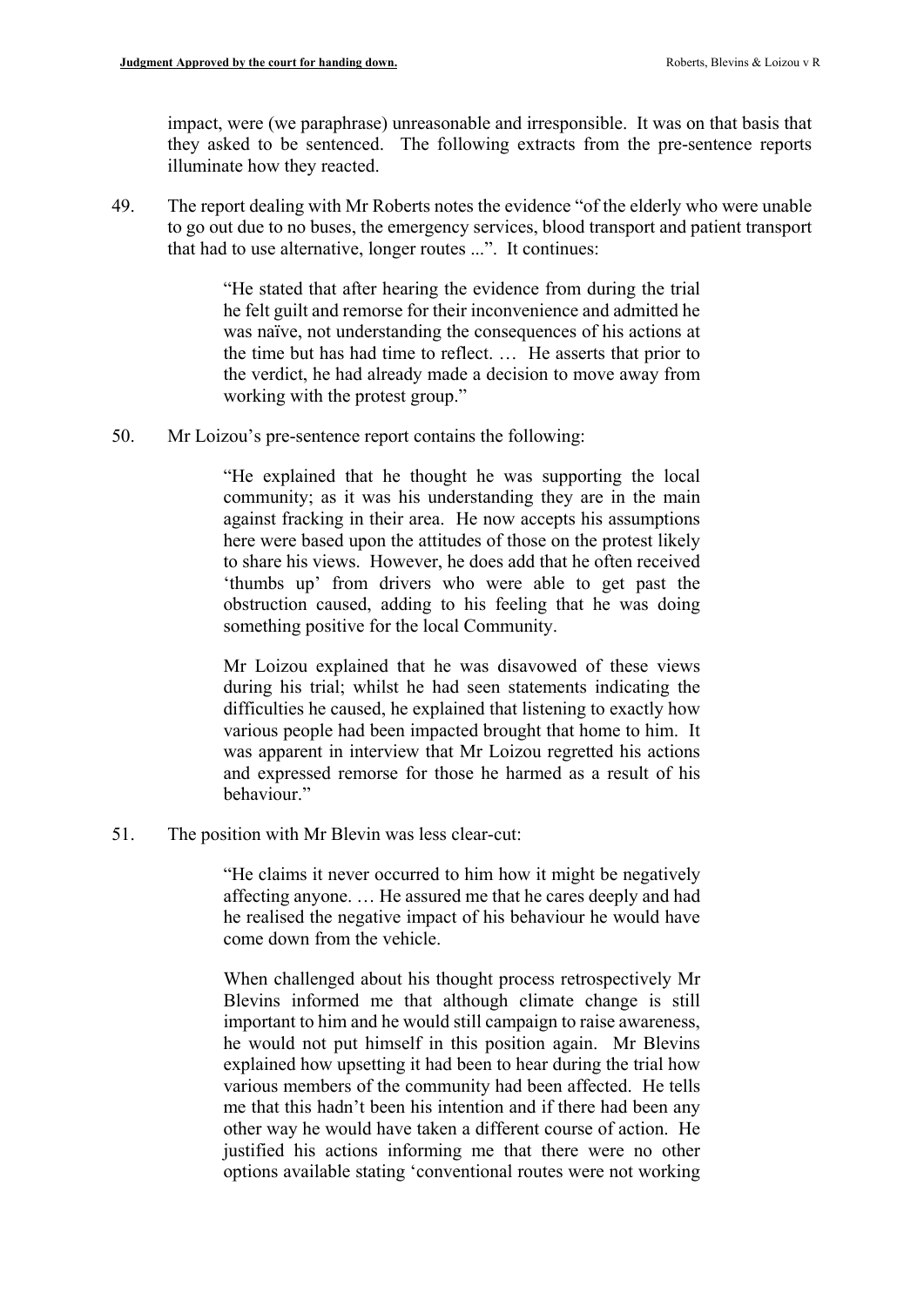impact, were (we paraphrase) unreasonable and irresponsible. It was on that basis that they asked to be sentenced. The following extracts from the pre-sentence reports illuminate how they reacted.

49. The report dealing with Mr Roberts notes the evidence "of the elderly who were unable to go out due to no buses, the emergency services, blood transport and patient transport that had to use alternative, longer routes ...". It continues:

> "He stated that after hearing the evidence from during the trial he felt guilt and remorse for their inconvenience and admitted he was naïve, not understanding the consequences of his actions at the time but has had time to reflect. … He asserts that prior to the verdict, he had already made a decision to move away from working with the protest group."

50. Mr Loizou's pre-sentence report contains the following:

> "He explained that he thought he was supporting the local community; as it was his understanding they are in the main against fracking in their area. He now accepts his assumptions here were based upon the attitudes of those on the protest likely to share his views. However, he does add that he often received 'thumbs up' from drivers who were able to get past the obstruction caused, adding to his feeling that he was doing something positive for the local Community.
>
> Mr Loizou explained that he was disavowed of these views during his trial; whilst he had seen statements indicating the difficulties he caused, he explained that listening to exactly how various people had been impacted brought that home to him. It was apparent in interview that Mr Loizou regretted his actions and expressed remorse for those he harmed as a result of his behaviour."

51. The position with Mr Blevin was less clear-cut:

> "He claims it never occurred to him how it might be negatively affecting anyone. … He assured me that he cares deeply and had he realised the negative impact of his behaviour he would have come down from the vehicle.
>
> When challenged about his thought process retrospectively Mr Blevins informed me that although climate change is still important to him and he would still campaign to raise awareness, he would not put himself in this position again. Mr Blevins explained how upsetting it had been to hear during the trial how various members of the community had been affected. He tells me that this hadn't been his intention and if there had been any other way he would have taken a different course of action. He justified his actions informing me that there were no other options available stating 'conventional routes were not working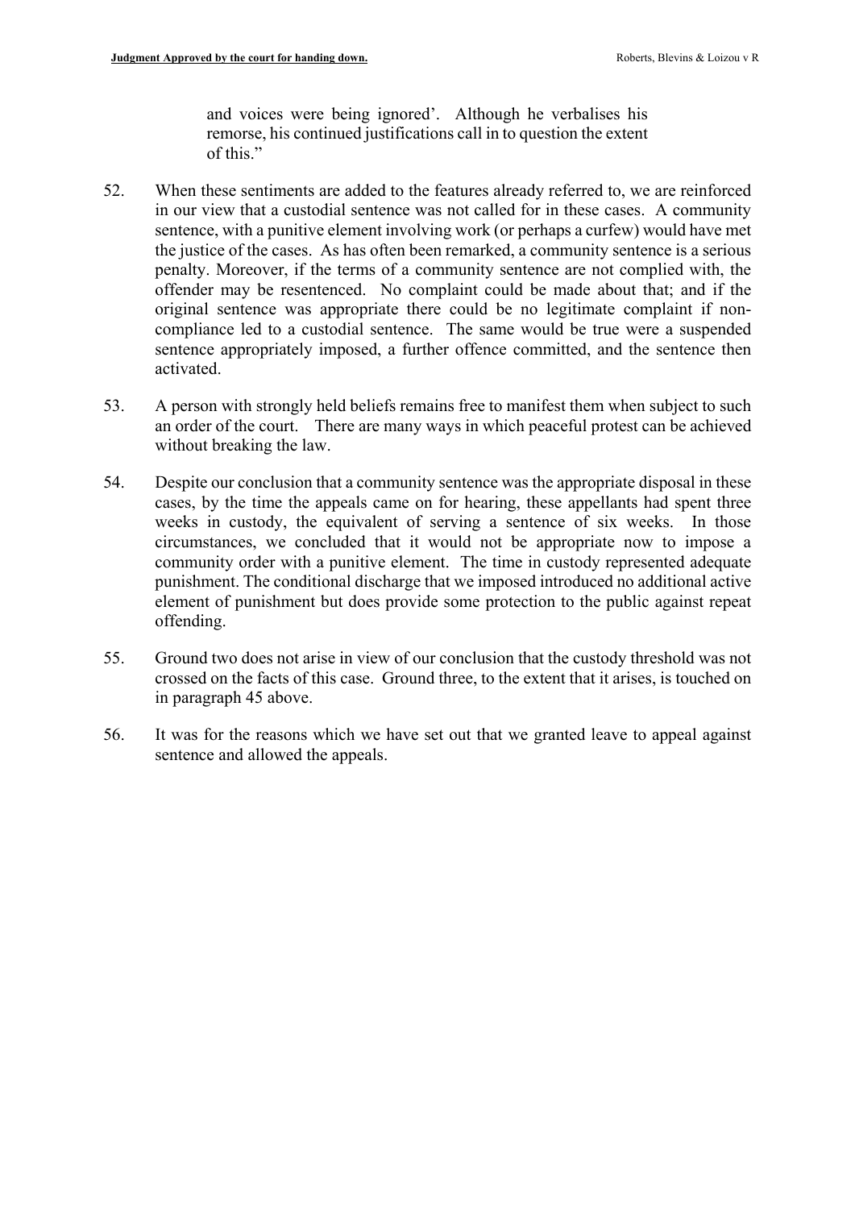> and voices were being ignored'. Although he verbalises his remorse, his continued justifications call in to question the extent of this."

52. When these sentiments are added to the features already referred to, we are reinforced in our view that a custodial sentence was not called for in these cases. A community sentence, with a punitive element involving work (or perhaps a curfew) would have met the justice of the cases. As has often been remarked, a community sentence is a serious penalty. Moreover, if the terms of a community sentence are not complied with, the offender may be resentenced. No complaint could be made about that; and if the original sentence was appropriate there could be no legitimate complaint if non-compliance led to a custodial sentence. The same would be true were a suspended sentence appropriately imposed, a further offence committed, and the sentence then activated.

53. A person with strongly held beliefs remains free to manifest them when subject to such an order of the court. There are many ways in which peaceful protest can be achieved without breaking the law.

54. Despite our conclusion that a community sentence was the appropriate disposal in these cases, by the time the appeals came on for hearing, these appellants had spent three weeks in custody, the equivalent of serving a sentence of six weeks. In those circumstances, we concluded that it would not be appropriate now to impose a community order with a punitive element. The time in custody represented adequate punishment. The conditional discharge that we imposed introduced no additional active element of punishment but does provide some protection to the public against repeat offending.

55. Ground two does not arise in view of our conclusion that the custody threshold was not crossed on the facts of this case. Ground three, to the extent that it arises, is touched on in paragraph 45 above.

56. It was for the reasons which we have set out that we granted leave to appeal against sentence and allowed the appeals.